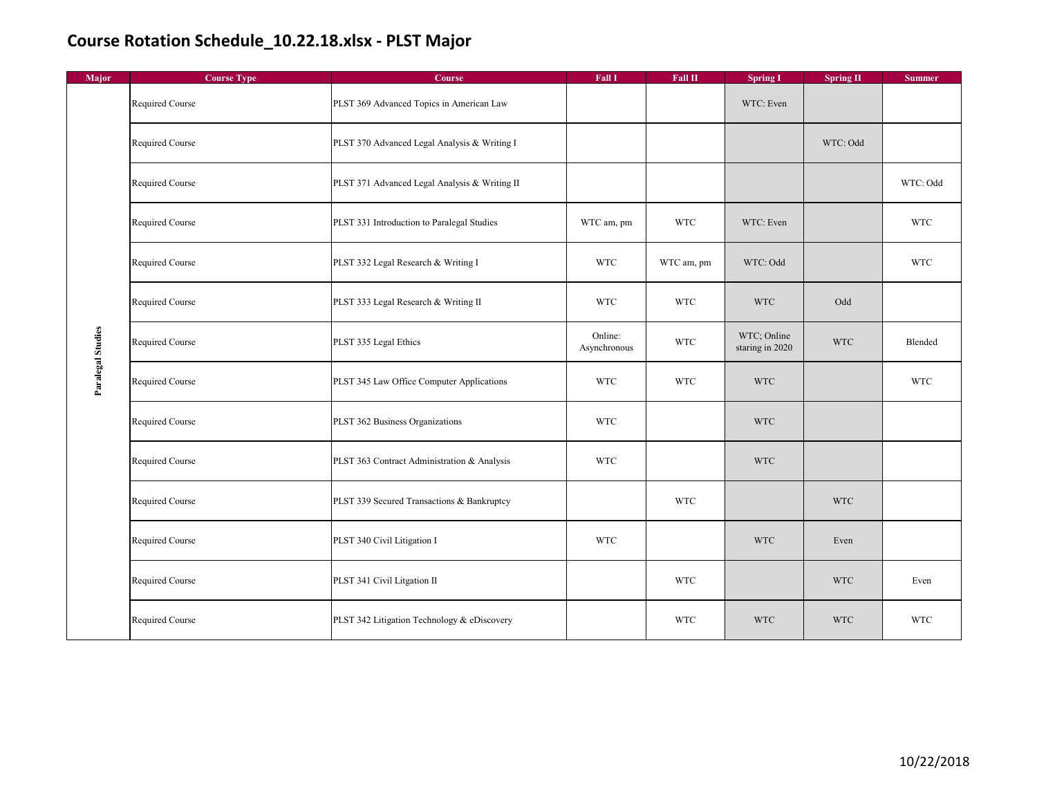# Course Rotation Schedule_10.22.18.xlsx - PLST Major

| Major | Course Type | Course | Fall I | Fall II | Spring I | Spring II | Summer |
|---|---|---|---|---|---|---|---|
| Paralegal Studies | Required Course | PLST 369 Advanced Topics in American Law | | | WTC: Even | | |
| | Required Course | PLST 370 Advanced Legal Analysis & Writing I | | | | WTC: Odd | |
| | Required Course | PLST 371 Advanced Legal Analysis & Writing II | | | | | WTC: Odd |
| | Required Course | PLST 331 Introduction to Paralegal Studies | WTC am, pm | WTC | WTC: Even | | WTC |
| | Required Course | PLST 332 Legal Research & Writing I | WTC | WTC am, pm | WTC: Odd | | WTC |
| | Required Course | PLST 333 Legal Research & Writing II | WTC | WTC | WTC | Odd | |
| | Required Course | PLST 335 Legal Ethics | Online: Asynchronous | WTC | WTC; Online staring in 2020 | WTC | Blended |
| | Required Course | PLST 345 Law Office Computer Applications | WTC | WTC | WTC | | WTC |
| | Required Course | PLST 362 Business Organizations | WTC | | WTC | | |
| | Required Course | PLST 363 Contract Administration & Analysis | WTC | | WTC | | |
| | Required Course | PLST 339 Secured Transactions & Bankruptcy | | WTC | | WTC | |
| | Required Course | PLST 340 Civil Litigation I | WTC | | WTC | Even | |
| | Required Course | PLST 341 Civil Litgation II | | WTC | | WTC | Even |
| | Required Course | PLST 342 Litigation Technology & eDiscovery | | WTC | WTC | WTC | WTC |

10/22/2018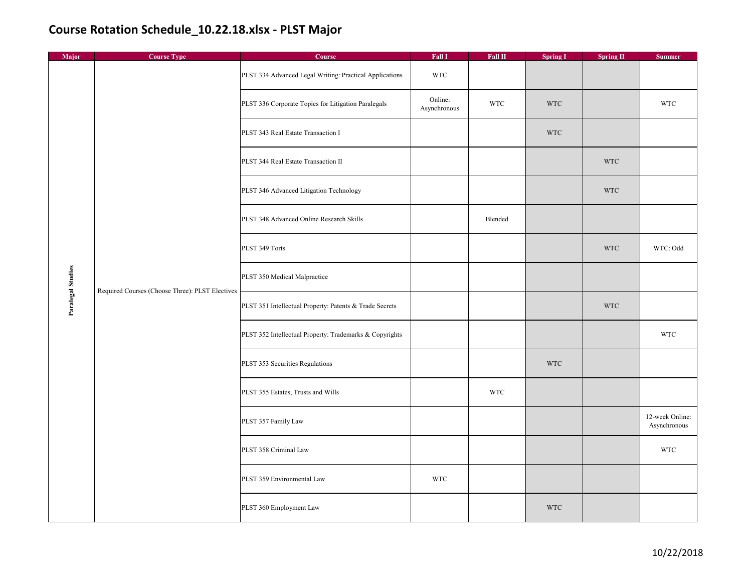# Course Rotation Schedule_10.22.18.xlsx - PLST Major

| Major | Course Type | Course | Fall I | Fall II | Spring I | Spring II | Summer |
|---|---|---|---|---|---|---|---|
| Paralegal Studies | Required Courses (Choose Three): PLST Electives | PLST 334 Advanced Legal Writing: Practical Applications | WTC | | | | |
| | | PLST 336 Corporate Topics for Litigation Paralegals | Online: Asynchronous | WTC | WTC | | WTC |
| | | PLST 343 Real Estate Transaction I | | | WTC | | |
| | | PLST 344 Real Estate Transaction II | | | | WTC | |
| | | PLST 346 Advanced Litigation Technology | | | | WTC | |
| | | PLST 348 Advanced Online Research Skills | | Blended | | | |
| | | PLST 349 Torts | | | | WTC | WTC: Odd |
| | | PLST 350 Medical Malpractice | | | | | |
| | | PLST 351 Intellectual Property: Patents & Trade Secrets | | | | WTC | |
| | | PLST 352 Intellectual Property: Trademarks & Copyrights | | | | | WTC |
| | | PLST 353 Securities Regulations | | | WTC | | |
| | | PLST 355 Estates, Trusts and Wills | | WTC | | | |
| | | PLST 357 Family Law | | | | | 12-week Online: Asynchronous |
| | | PLST 358 Criminal Law | | | | | WTC |
| | | PLST 359 Environmental Law | WTC | | | | |
| | | PLST 360 Employment Law | | | WTC | | |

10/22/2018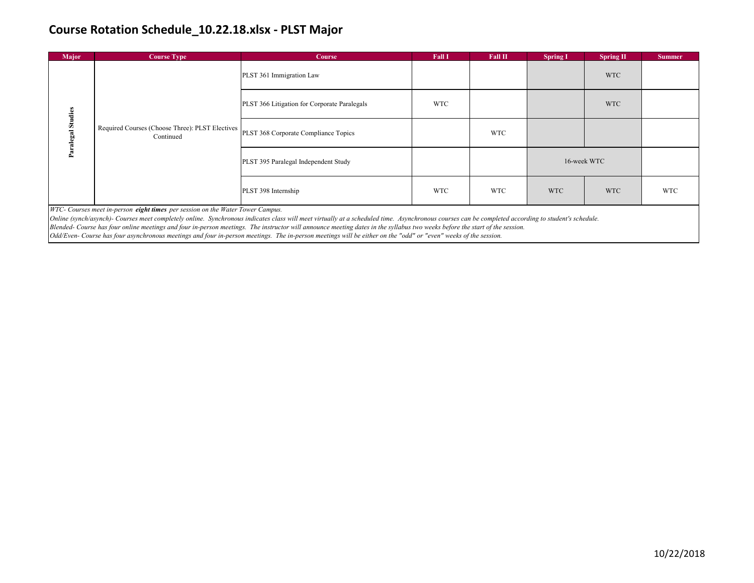# Course Rotation Schedule_10.22.18.xlsx - PLST Major

| Major | Course Type | Course | Fall I | Fall II | Spring I | Spring II | Summer |
|---|---|---|---|---|---|---|---|
| Paralegal Studies | Required Courses (Choose Three): PLST Electives Continued | PLST 361 Immigration Law | | | | WTC | |
| | | PLST 366 Litigation for Corporate Paralegals | WTC | | | WTC | |
| | | PLST 368 Corporate Compliance Topics | | WTC | | | |
| | | PLST 395 Paralegal Independent Study | | | 16-week WTC | | |
| | | PLST 398 Internship | WTC | WTC | WTC | WTC | WTC |

*WTC- Courses meet in-person **eight times** per session on the Water Tower Campus.*
*Online (synch/asynch)- Courses meet completely online. Synchronous indicates class will meet virtually at a scheduled time. Asynchronous courses can be completed according to student's schedule.*
*Blended- Course has four online meetings and four in-person meetings. The instructor will announce meeting dates in the syllabus two weeks before the start of the session.*
*Odd/Even- Course has four asynchronous meetings and four in-person meetings. The in-person meetings will be either on the "odd" or "even" weeks of the session.*